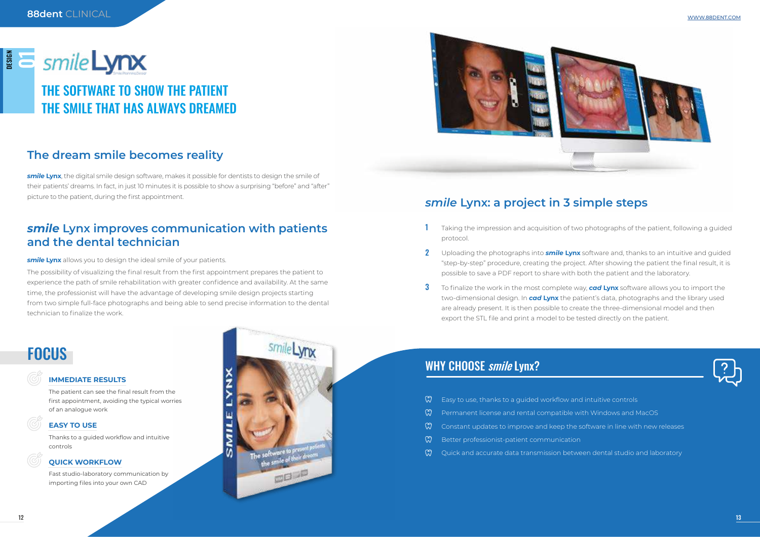DESIGN 01

# smile Lynx

## THE SOFTWARE TO SHOW THE PATIENT THE SMILE THAT HAS ALWAYS DREAMED

## The dream smile becomes reality

***smile* Lynx**, the digital smile design software, makes it possible for dentists to design the smile of their patients' dreams. In fact, in just 10 minutes it is possible to show a surprising "before" and "after" picture to the patient, during the first appointment.

## *smile* Lynx improves communication with patients and the dental technician

***smile* Lynx** allows you to design the ideal smile of your patients.

The possibility of visualizing the final result from the first appointment prepares the patient to experience the path of smile rehabilitation with greater confidence and availability. At the same time, the professionist will have the advantage of developing smile design projects starting from two simple full-face photographs and being able to send precise information to the dental technician to finalize the work.

## FOCUS

### IMMEDIATE RESULTS

The patient can see the final result from the first appointment, avoiding the typical worries of an analogue work

### EASY TO USE

Thanks to a guided workflow and intuitive controls

### QUICK WORKFLOW

Fast studio-laboratory communication by importing files into your own CAD

## *smile* Lynx: a project in 3 simple steps

1. Taking the impression and acquisition of two photographs of the patient, following a guided protocol.
2. Uploading the photographs into ***smile* Lynx** software and, thanks to an intuitive and guided "step-by-step" procedure, creating the project. After showing the patient the final result, it is possible to save a PDF report to share with both the patient and the laboratory.
3. To finalize the work in the most complete way, ***cad* Lynx** software allows you to import the two-dimensional design. In ***cad* Lynx** the patient's data, photographs and the library used are already present. It is then possible to create the three-dimensional model and then export the STL file and print a model to be tested directly on the patient.

## WHY CHOOSE *smile* Lynx?

- Easy to use, thanks to a guided workflow and intuitive controls
- Permanent license and rental compatible with Windows and MacOS
- Constant updates to improve and keep the software in line with new releases
- Better professionist-patient communication
- Quick and accurate data transmission between dental studio and laboratory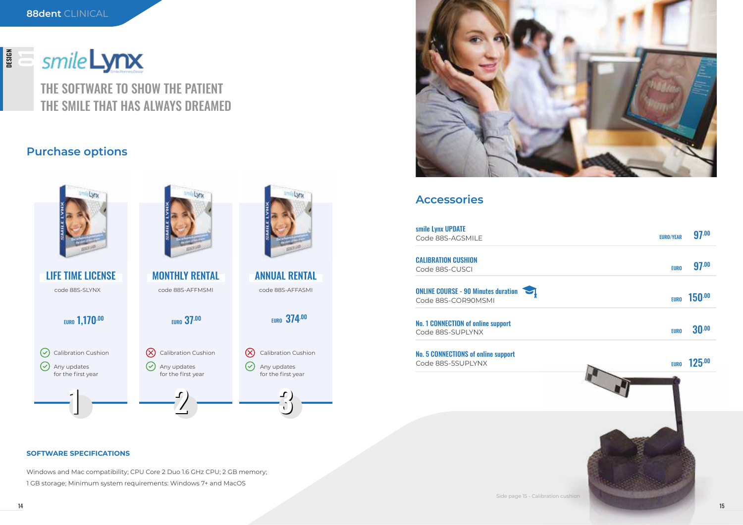# smileLynx

## THE SOFTWARE TO SHOW THE PATIENT THE SMILE THAT HAS ALWAYS DREAMED

DESIGN 01

## Purchase options

### 1 — LIFE TIME LICENSE

code 88S-SLYNX

EURO 1,170.00

- ✓ Calibration Cushion
- ✓ Any updates for the first year

### 2 — MONTHLY RENTAL

code 88S-AFFMSMI

EURO 37.00

- ✗ Calibration Cushion
- ✓ Any updates for the first year

### 3 — ANNUAL RENTAL

code 88S-AFFASMI

EURO 374.00

- ✗ Calibration Cushion
- ✓ Any updates for the first year

### SOFTWARE SPECIFICATIONS

Windows and Mac compatibility; CPU Core 2 Duo 1.6 GHz CPU; 2 GB memory; 1 GB storage; Minimum system requirements: Windows 7+ and MacOS

## Accessories

| | | |
|---|---|---|
| **smile Lynx UPDATE**<br>Code 88S-AGSMILE | EURO/YEAR | 97.00 |
| **CALIBRATION CUSHION**<br>Code 88S-CUSCI | EURO | 97.00 |
| **ONLINE COURSE - 90 Minutes duration**<br>Code 88S-COR90MSMI | EURO | 150.00 |
| **No. 1 CONNECTION of online support**<br>Code 88S-SUPLYNX | EURO | 30.00 |
| **No. 5 CONNECTIONS of online support**<br>Code 88S-5SUPLYNX | EURO | 125.00 |

Side page 15 - Calibration cushion